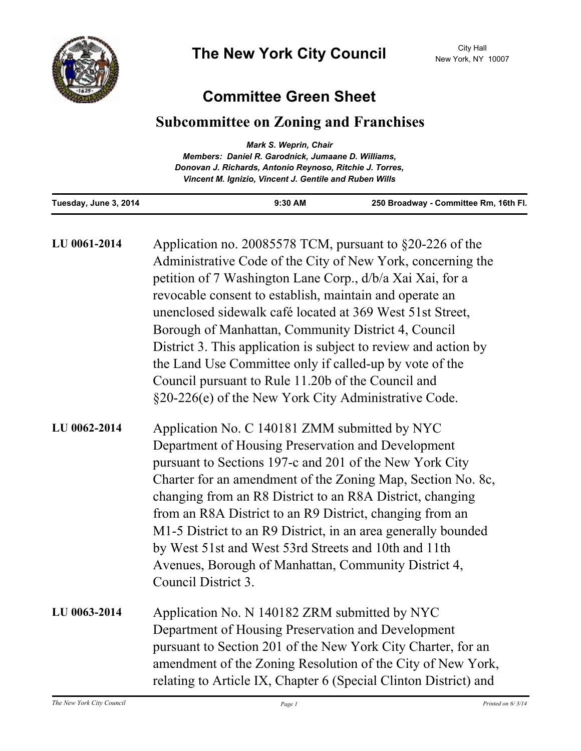# The New York City Council

City Hall
New York, NY 10007

## Committee Green Sheet

## Subcommittee on Zoning and Franchises

*Mark S. Weprin, Chair*
*Members: Daniel R. Garodnick, Jumaane D. Williams, Donovan J. Richards, Antonio Reynoso, Ritchie J. Torres, Vincent M. Ignizio, Vincent J. Gentile and Ruben Wills*

| Tuesday, June 3, 2014 | 9:30 AM | 250 Broadway - Committee Rm, 16th Fl. |
| --- | --- | --- |

**LU 0061-2014** Application no. 20085578 TCM, pursuant to §20-226 of the Administrative Code of the City of New York, concerning the petition of 7 Washington Lane Corp., d/b/a Xai Xai, for a revocable consent to establish, maintain and operate an unenclosed sidewalk café located at 369 West 51st Street, Borough of Manhattan, Community District 4, Council District 3. This application is subject to review and action by the Land Use Committee only if called-up by vote of the Council pursuant to Rule 11.20b of the Council and §20-226(e) of the New York City Administrative Code.

**LU 0062-2014** Application No. C 140181 ZMM submitted by NYC Department of Housing Preservation and Development pursuant to Sections 197-c and 201 of the New York City Charter for an amendment of the Zoning Map, Section No. 8c, changing from an R8 District to an R8A District, changing from an R8A District to an R9 District, changing from an M1-5 District to an R9 District, in an area generally bounded by West 51st and West 53rd Streets and 10th and 11th Avenues, Borough of Manhattan, Community District 4, Council District 3.

**LU 0063-2014** Application No. N 140182 ZRM submitted by NYC Department of Housing Preservation and Development pursuant to Section 201 of the New York City Charter, for an amendment of the Zoning Resolution of the City of New York, relating to Article IX, Chapter 6 (Special Clinton District) and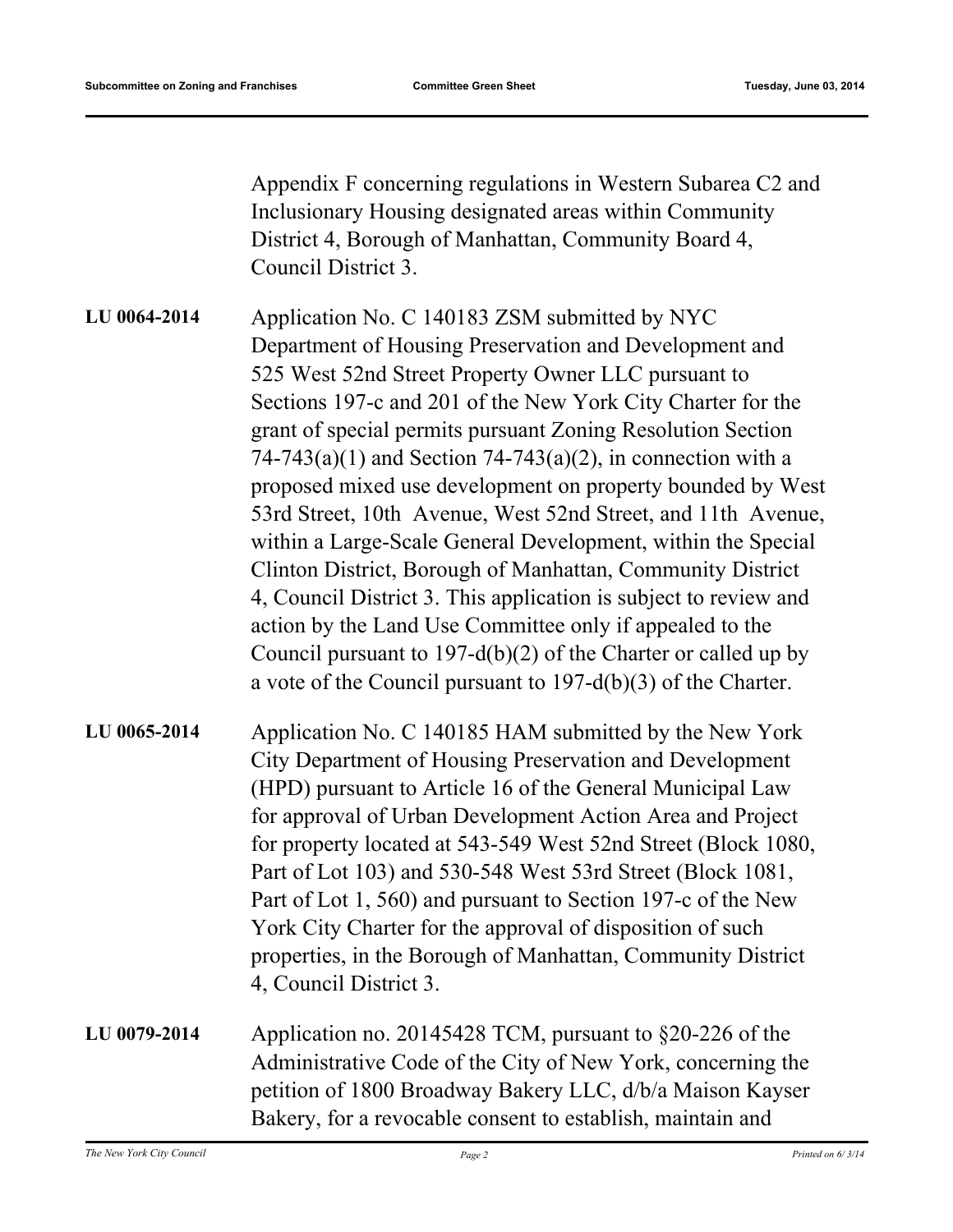Appendix F concerning regulations in Western Subarea C2 and Inclusionary Housing designated areas within Community District 4, Borough of Manhattan, Community Board 4, Council District 3.

**LU 0064-2014**

Application No. C 140183 ZSM submitted by NYC Department of Housing Preservation and Development and 525 West 52nd Street Property Owner LLC pursuant to Sections 197-c and 201 of the New York City Charter for the grant of special permits pursuant Zoning Resolution Section 74-743(a)(1) and Section 74-743(a)(2), in connection with a proposed mixed use development on property bounded by West 53rd Street, 10th Avenue, West 52nd Street, and 11th Avenue, within a Large-Scale General Development, within the Special Clinton District, Borough of Manhattan, Community District 4, Council District 3. This application is subject to review and action by the Land Use Committee only if appealed to the Council pursuant to 197-d(b)(2) of the Charter or called up by a vote of the Council pursuant to 197-d(b)(3) of the Charter.

**LU 0065-2014**

Application No. C 140185 HAM submitted by the New York City Department of Housing Preservation and Development (HPD) pursuant to Article 16 of the General Municipal Law for approval of Urban Development Action Area and Project for property located at 543-549 West 52nd Street (Block 1080, Part of Lot 103) and 530-548 West 53rd Street (Block 1081, Part of Lot 1, 560) and pursuant to Section 197-c of the New York City Charter for the approval of disposition of such properties, in the Borough of Manhattan, Community District 4, Council District 3.

**LU 0079-2014**

Application no. 20145428 TCM, pursuant to §20-226 of the Administrative Code of the City of New York, concerning the petition of 1800 Broadway Bakery LLC, d/b/a Maison Kayser Bakery, for a revocable consent to establish, maintain and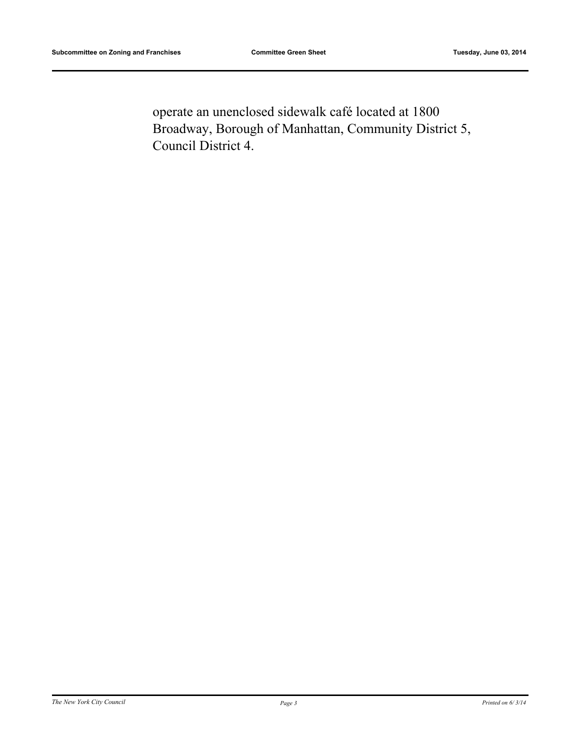operate an unenclosed sidewalk café located at 1800 Broadway, Borough of Manhattan, Community District 5, Council District 4.